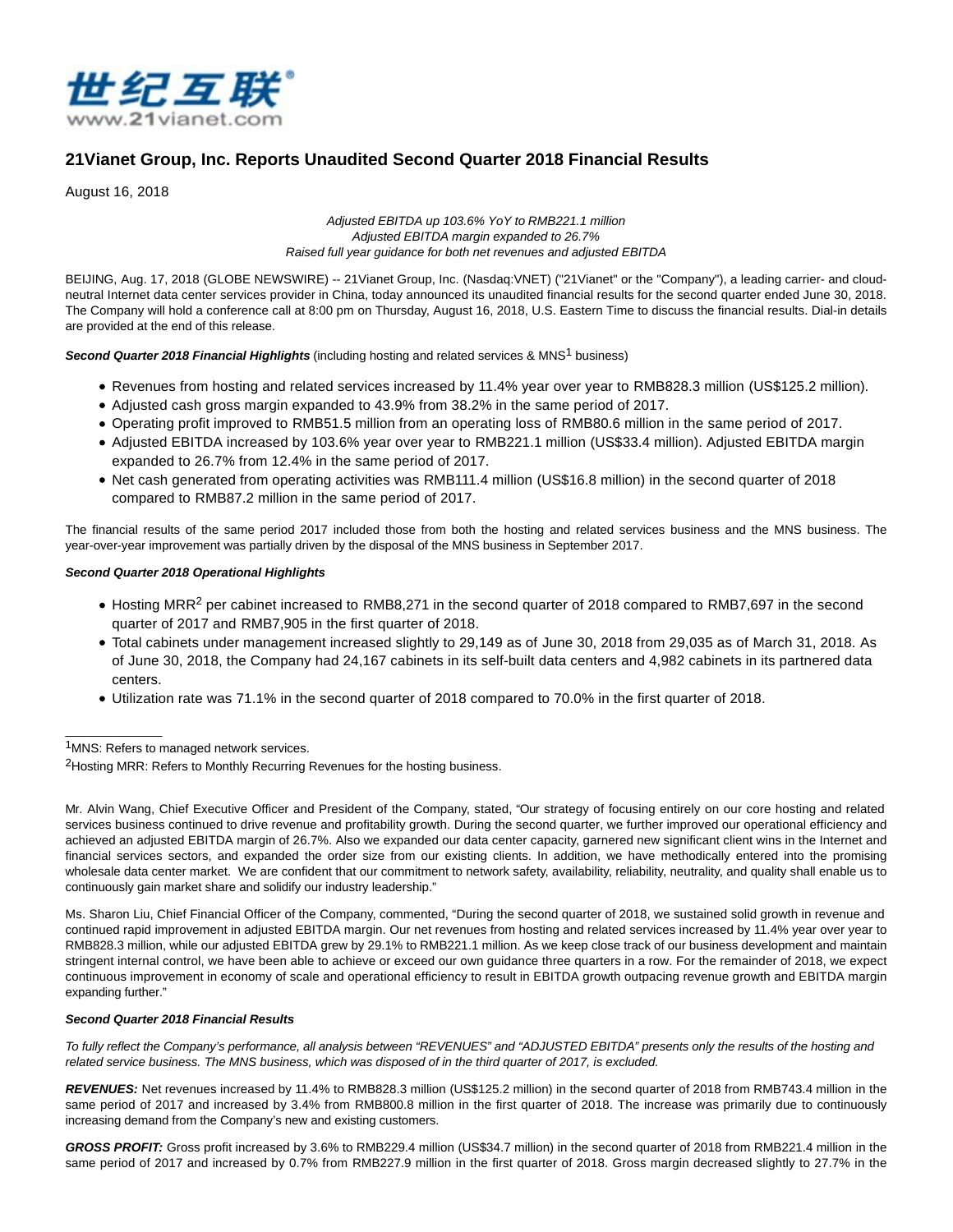世纪互联®
www.21vianet.com

# 21Vianet Group, Inc. Reports Unaudited Second Quarter 2018 Financial Results

August 16, 2018

*Adjusted EBITDA up 103.6% YoY to RMB221.1 million*
*Adjusted EBITDA margin expanded to 26.7%*
*Raised full year guidance for both net revenues and adjusted EBITDA*

BEIJING, Aug. 17, 2018 (GLOBE NEWSWIRE) -- 21Vianet Group, Inc. (Nasdaq:VNET) ("21Vianet" or the "Company"), a leading carrier- and cloud-neutral Internet data center services provider in China, today announced its unaudited financial results for the second quarter ended June 30, 2018. The Company will hold a conference call at 8:00 pm on Thursday, August 16, 2018, U.S. Eastern Time to discuss the financial results. Dial-in details are provided at the end of this release.

***Second Quarter 2018 Financial Highlights*** (including hosting and related services & MNS[1] business)

- Revenues from hosting and related services increased by 11.4% year over year to RMB828.3 million (US$125.2 million).
- Adjusted cash gross margin expanded to 43.9% from 38.2% in the same period of 2017.
- Operating profit improved to RMB51.5 million from an operating loss of RMB80.6 million in the same period of 2017.
- Adjusted EBITDA increased by 103.6% year over year to RMB221.1 million (US$33.4 million). Adjusted EBITDA margin expanded to 26.7% from 12.4% in the same period of 2017.
- Net cash generated from operating activities was RMB111.4 million (US$16.8 million) in the second quarter of 2018 compared to RMB87.2 million in the same period of 2017.

The financial results of the same period 2017 included those from both the hosting and related services business and the MNS business. The year-over-year improvement was partially driven by the disposal of the MNS business in September 2017.

***Second Quarter 2018 Operational Highlights***

- Hosting MRR[2] per cabinet increased to RMB8,271 in the second quarter of 2018 compared to RMB7,697 in the second quarter of 2017 and RMB7,905 in the first quarter of 2018.
- Total cabinets under management increased slightly to 29,149 as of June 30, 2018 from 29,035 as of March 31, 2018. As of June 30, 2018, the Company had 24,167 cabinets in its self-built data centers and 4,982 cabinets in its partnered data centers.
- Utilization rate was 71.1% in the second quarter of 2018 compared to 70.0% in the first quarter of 2018.

[1]MNS: Refers to managed network services.

[2]Hosting MRR: Refers to Monthly Recurring Revenues for the hosting business.

Mr. Alvin Wang, Chief Executive Officer and President of the Company, stated, "Our strategy of focusing entirely on our core hosting and related services business continued to drive revenue and profitability growth. During the second quarter, we further improved our operational efficiency and achieved an adjusted EBITDA margin of 26.7%. Also we expanded our data center capacity, garnered new significant client wins in the Internet and financial services sectors, and expanded the order size from our existing clients. In addition, we have methodically entered into the promising wholesale data center market. We are confident that our commitment to network safety, availability, reliability, neutrality, and quality shall enable us to continuously gain market share and solidify our industry leadership."

Ms. Sharon Liu, Chief Financial Officer of the Company, commented, "During the second quarter of 2018, we sustained solid growth in revenue and continued rapid improvement in adjusted EBITDA margin. Our net revenues from hosting and related services increased by 11.4% year over year to RMB828.3 million, while our adjusted EBITDA grew by 29.1% to RMB221.1 million. As we keep close track of our business development and maintain stringent internal control, we have been able to achieve or exceed our own guidance three quarters in a row. For the remainder of 2018, we expect continuous improvement in economy of scale and operational efficiency to result in EBITDA growth outpacing revenue growth and EBITDA margin expanding further."

***Second Quarter 2018 Financial Results***

*To fully reflect the Company's performance, all analysis between "REVENUES" and "ADJUSTED EBITDA" presents only the results of the hosting and related service business. The MNS business, which was disposed of in the third quarter of 2017, is excluded.*

***REVENUES:*** Net revenues increased by 11.4% to RMB828.3 million (US$125.2 million) in the second quarter of 2018 from RMB743.4 million in the same period of 2017 and increased by 3.4% from RMB800.8 million in the first quarter of 2018. The increase was primarily due to continuously increasing demand from the Company's new and existing customers.

***GROSS PROFIT:*** Gross profit increased by 3.6% to RMB229.4 million (US$34.7 million) in the second quarter of 2018 from RMB221.4 million in the same period of 2017 and increased by 0.7% from RMB227.9 million in the first quarter of 2018. Gross margin decreased slightly to 27.7% in the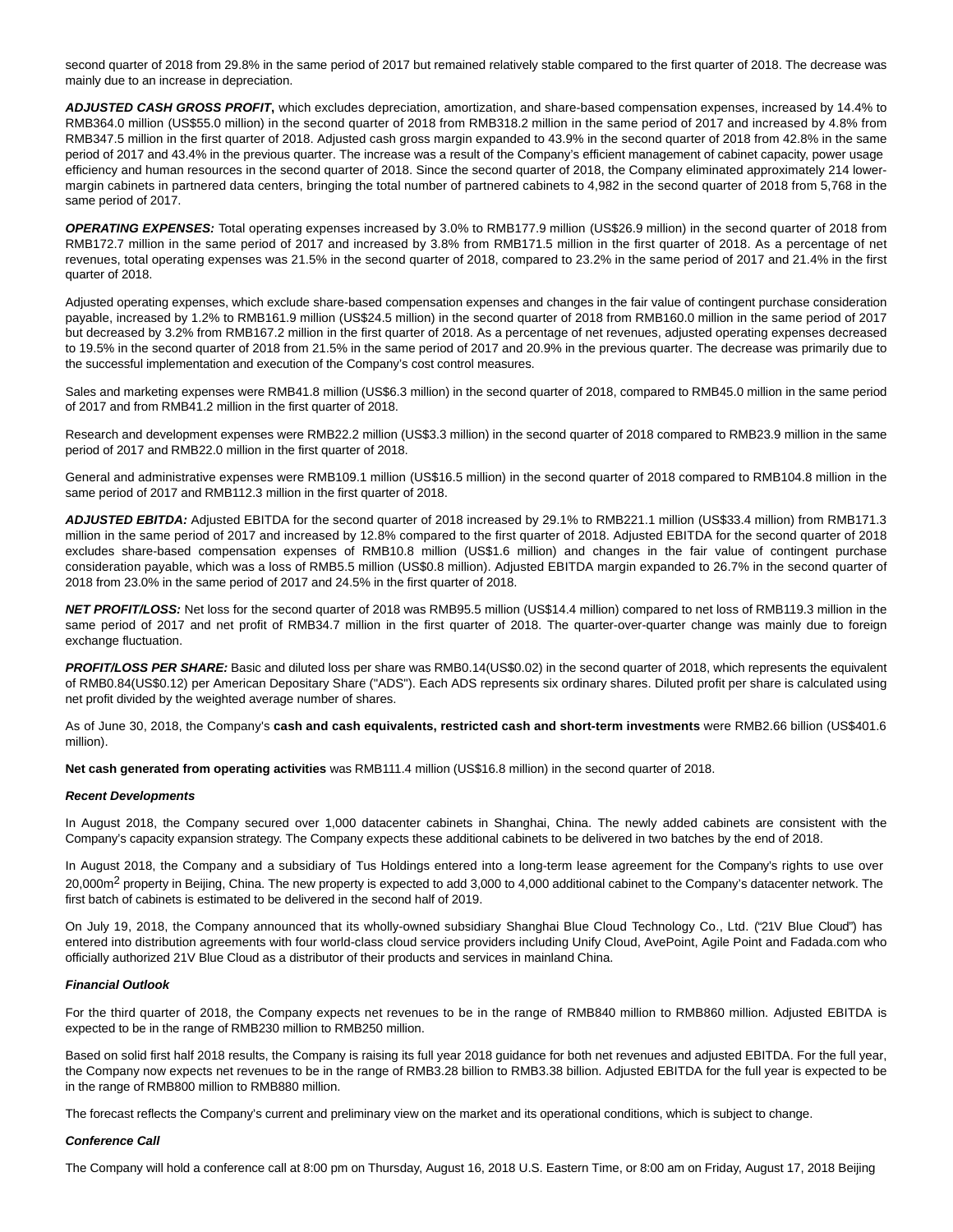second quarter of 2018 from 29.8% in the same period of 2017 but remained relatively stable compared to the first quarter of 2018. The decrease was mainly due to an increase in depreciation.

***ADJUSTED CASH GROSS PROFIT*****,** which excludes depreciation, amortization, and share-based compensation expenses, increased by 14.4% to RMB364.0 million (US$55.0 million) in the second quarter of 2018 from RMB318.2 million in the same period of 2017 and increased by 4.8% from RMB347.5 million in the first quarter of 2018. Adjusted cash gross margin expanded to 43.9% in the second quarter of 2018 from 42.8% in the same period of 2017 and 43.4% in the previous quarter. The increase was a result of the Company's efficient management of cabinet capacity, power usage efficiency and human resources in the second quarter of 2018. Since the second quarter of 2018, the Company eliminated approximately 214 lower-margin cabinets in partnered data centers, bringing the total number of partnered cabinets to 4,982 in the second quarter of 2018 from 5,768 in the same period of 2017.

***OPERATING EXPENSES:*** Total operating expenses increased by 3.0% to RMB177.9 million (US$26.9 million) in the second quarter of 2018 from RMB172.7 million in the same period of 2017 and increased by 3.8% from RMB171.5 million in the first quarter of 2018. As a percentage of net revenues, total operating expenses was 21.5% in the second quarter of 2018, compared to 23.2% in the same period of 2017 and 21.4% in the first quarter of 2018.

Adjusted operating expenses, which exclude share-based compensation expenses and changes in the fair value of contingent purchase consideration payable, increased by 1.2% to RMB161.9 million (US$24.5 million) in the second quarter of 2018 from RMB160.0 million in the same period of 2017 but decreased by 3.2% from RMB167.2 million in the first quarter of 2018. As a percentage of net revenues, adjusted operating expenses decreased to 19.5% in the second quarter of 2018 from 21.5% in the same period of 2017 and 20.9% in the previous quarter. The decrease was primarily due to the successful implementation and execution of the Company's cost control measures.

Sales and marketing expenses were RMB41.8 million (US$6.3 million) in the second quarter of 2018, compared to RMB45.0 million in the same period of 2017 and from RMB41.2 million in the first quarter of 2018.

Research and development expenses were RMB22.2 million (US$3.3 million) in the second quarter of 2018 compared to RMB23.9 million in the same period of 2017 and RMB22.0 million in the first quarter of 2018.

General and administrative expenses were RMB109.1 million (US$16.5 million) in the second quarter of 2018 compared to RMB104.8 million in the same period of 2017 and RMB112.3 million in the first quarter of 2018.

***ADJUSTED EBITDA:*** Adjusted EBITDA for the second quarter of 2018 increased by 29.1% to RMB221.1 million (US$33.4 million) from RMB171.3 million in the same period of 2017 and increased by 12.8% compared to the first quarter of 2018. Adjusted EBITDA for the second quarter of 2018 excludes share-based compensation expenses of RMB10.8 million (US$1.6 million) and changes in the fair value of contingent purchase consideration payable, which was a loss of RMB5.5 million (US$0.8 million). Adjusted EBITDA margin expanded to 26.7% in the second quarter of 2018 from 23.0% in the same period of 2017 and 24.5% in the first quarter of 2018.

***NET PROFIT/LOSS:*** Net loss for the second quarter of 2018 was RMB95.5 million (US$14.4 million) compared to net loss of RMB119.3 million in the same period of 2017 and net profit of RMB34.7 million in the first quarter of 2018. The quarter-over-quarter change was mainly due to foreign exchange fluctuation.

***PROFIT/LOSS PER SHARE:*** Basic and diluted loss per share was RMB0.14(US$0.02) in the second quarter of 2018, which represents the equivalent of RMB0.84(US$0.12) per American Depositary Share ("ADS"). Each ADS represents six ordinary shares. Diluted profit per share is calculated using net profit divided by the weighted average number of shares.

As of June 30, 2018, the Company's **cash and cash equivalents, restricted cash and short-term investments** were RMB2.66 billion (US$401.6 million).

**Net cash generated from operating activities** was RMB111.4 million (US$16.8 million) in the second quarter of 2018.

***Recent Developments***

In August 2018, the Company secured over 1,000 datacenter cabinets in Shanghai, China. The newly added cabinets are consistent with the Company's capacity expansion strategy. The Company expects these additional cabinets to be delivered in two batches by the end of 2018.

In August 2018, the Company and a subsidiary of Tus Holdings entered into a long-term lease agreement for the Company's rights to use over 20,000$m^2$ property in Beijing, China. The new property is expected to add 3,000 to 4,000 additional cabinet to the Company's datacenter network. The first batch of cabinets is estimated to be delivered in the second half of 2019.

On July 19, 2018, the Company announced that its wholly-owned subsidiary Shanghai Blue Cloud Technology Co., Ltd. ("21V Blue Cloud") has entered into distribution agreements with four world-class cloud service providers including Unify Cloud, AvePoint, Agile Point and Fadada.com who officially authorized 21V Blue Cloud as a distributor of their products and services in mainland China.

***Financial Outlook***

For the third quarter of 2018, the Company expects net revenues to be in the range of RMB840 million to RMB860 million. Adjusted EBITDA is expected to be in the range of RMB230 million to RMB250 million.

Based on solid first half 2018 results, the Company is raising its full year 2018 guidance for both net revenues and adjusted EBITDA. For the full year, the Company now expects net revenues to be in the range of RMB3.28 billion to RMB3.38 billion. Adjusted EBITDA for the full year is expected to be in the range of RMB800 million to RMB880 million.

The forecast reflects the Company's current and preliminary view on the market and its operational conditions, which is subject to change.

***Conference Call***

The Company will hold a conference call at 8:00 pm on Thursday, August 16, 2018 U.S. Eastern Time, or 8:00 am on Friday, August 17, 2018 Beijing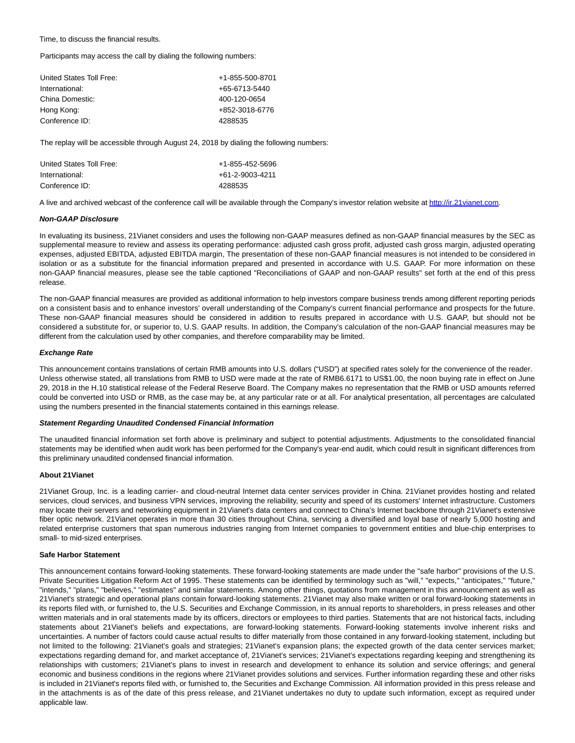Time, to discuss the financial results.

Participants may access the call by dialing the following numbers:

| | |
|---|---|
| United States Toll Free: | +1-855-500-8701 |
| International: | +65-6713-5440 |
| China Domestic: | 400-120-0654 |
| Hong Kong: | +852-3018-6776 |
| Conference ID: | 4288535 |

The replay will be accessible through August 24, 2018 by dialing the following numbers:

| | |
|---|---|
| United States Toll Free: | +1-855-452-5696 |
| International: | +61-2-9003-4211 |
| Conference ID: | 4288535 |

A live and archived webcast of the conference call will be available through the Company's investor relation website at [http://ir.21vianet.com](http://ir.21vianet.com).

***Non-GAAP Disclosure***

In evaluating its business, 21Vianet considers and uses the following non-GAAP measures defined as non-GAAP financial measures by the SEC as supplemental measure to review and assess its operating performance: adjusted cash gross profit, adjusted cash gross margin, adjusted operating expenses, adjusted EBITDA, adjusted EBITDA margin, The presentation of these non-GAAP financial measures is not intended to be considered in isolation or as a substitute for the financial information prepared and presented in accordance with U.S. GAAP. For more information on these non-GAAP financial measures, please see the table captioned "Reconciliations of GAAP and non-GAAP results" set forth at the end of this press release.

The non-GAAP financial measures are provided as additional information to help investors compare business trends among different reporting periods on a consistent basis and to enhance investors' overall understanding of the Company's current financial performance and prospects for the future. These non-GAAP financial measures should be considered in addition to results prepared in accordance with U.S. GAAP, but should not be considered a substitute for, or superior to, U.S. GAAP results. In addition, the Company's calculation of the non-GAAP financial measures may be different from the calculation used by other companies, and therefore comparability may be limited.

***Exchange Rate***

This announcement contains translations of certain RMB amounts into U.S. dollars ("USD") at specified rates solely for the convenience of the reader. Unless otherwise stated, all translations from RMB to USD were made at the rate of RMB6.6171 to US$1.00, the noon buying rate in effect on June 29, 2018 in the H.10 statistical release of the Federal Reserve Board. The Company makes no representation that the RMB or USD amounts referred could be converted into USD or RMB, as the case may be, at any particular rate or at all. For analytical presentation, all percentages are calculated using the numbers presented in the financial statements contained in this earnings release.

***Statement Regarding Unaudited Condensed Financial Information***

The unaudited financial information set forth above is preliminary and subject to potential adjustments. Adjustments to the consolidated financial statements may be identified when audit work has been performed for the Company's year-end audit, which could result in significant differences from this preliminary unaudited condensed financial information.

**About 21Vianet**

21Vianet Group, Inc. is a leading carrier- and cloud-neutral Internet data center services provider in China. 21Vianet provides hosting and related services, cloud services, and business VPN services, improving the reliability, security and speed of its customers' Internet infrastructure. Customers may locate their servers and networking equipment in 21Vianet's data centers and connect to China's Internet backbone through 21Vianet's extensive fiber optic network. 21Vianet operates in more than 30 cities throughout China, servicing a diversified and loyal base of nearly 5,000 hosting and related enterprise customers that span numerous industries ranging from Internet companies to government entities and blue-chip enterprises to small- to mid-sized enterprises.

**Safe Harbor Statement**

This announcement contains forward-looking statements. These forward-looking statements are made under the "safe harbor" provisions of the U.S. Private Securities Litigation Reform Act of 1995. These statements can be identified by terminology such as "will," "expects," "anticipates," "future," "intends," "plans," "believes," "estimates" and similar statements. Among other things, quotations from management in this announcement as well as 21Vianet's strategic and operational plans contain forward-looking statements. 21Vianet may also make written or oral forward-looking statements in its reports filed with, or furnished to, the U.S. Securities and Exchange Commission, in its annual reports to shareholders, in press releases and other written materials and in oral statements made by its officers, directors or employees to third parties. Statements that are not historical facts, including statements about 21Vianet's beliefs and expectations, are forward-looking statements. Forward-looking statements involve inherent risks and uncertainties. A number of factors could cause actual results to differ materially from those contained in any forward-looking statement, including but not limited to the following: 21Vianet's goals and strategies; 21Vianet's expansion plans; the expected growth of the data center services market; expectations regarding demand for, and market acceptance of, 21Vianet's services; 21Vianet's expectations regarding keeping and strengthening its relationships with customers; 21Vianet's plans to invest in research and development to enhance its solution and service offerings; and general economic and business conditions in the regions where 21Vianet provides solutions and services. Further information regarding these and other risks is included in 21Vianet's reports filed with, or furnished to, the Securities and Exchange Commission. All information provided in this press release and in the attachments is as of the date of this press release, and 21Vianet undertakes no duty to update such information, except as required under applicable law.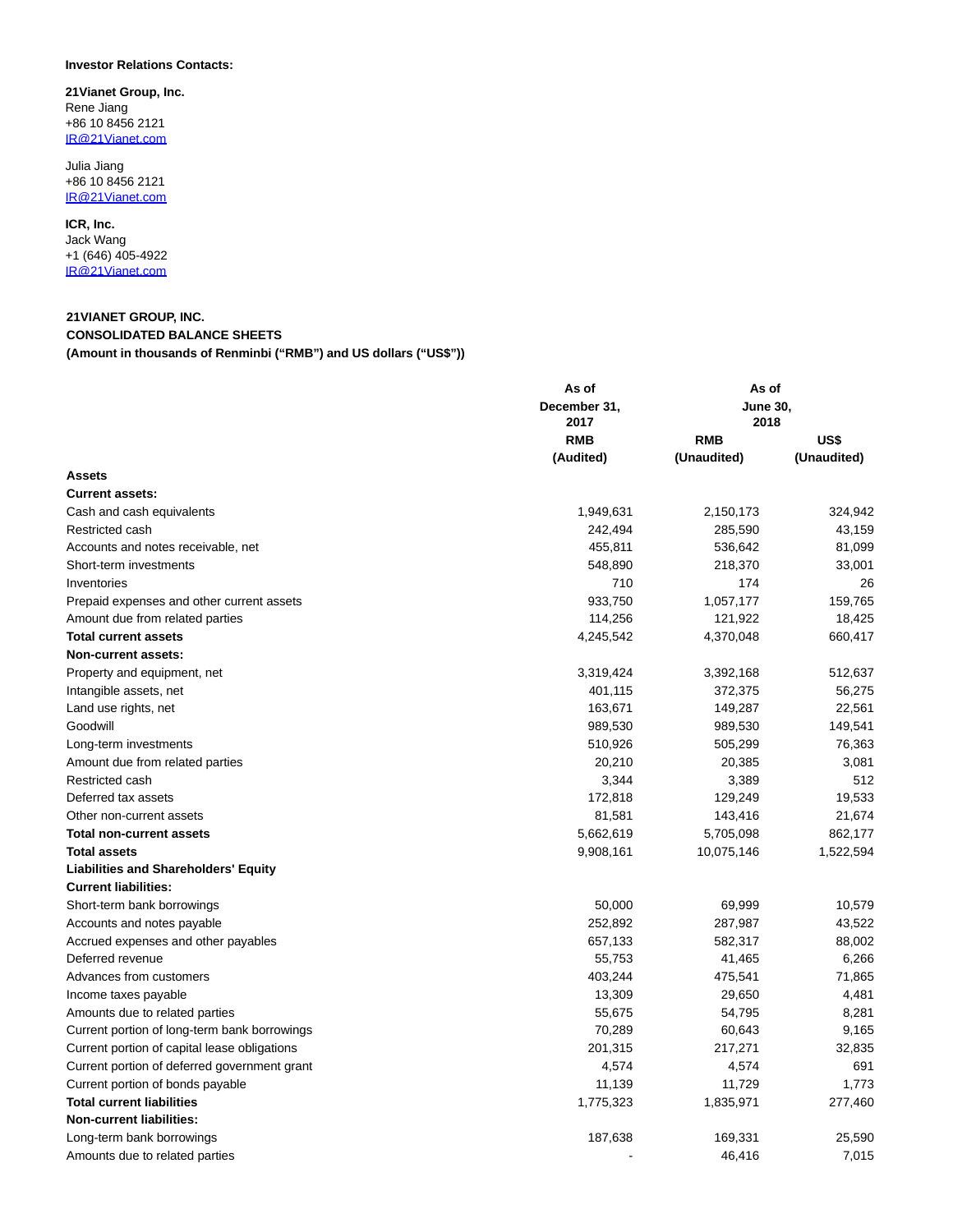**Investor Relations Contacts:**

**21Vianet Group, Inc.**
Rene Jiang
+86 10 8456 2121
IR@21Vianet.com

Julia Jiang
+86 10 8456 2121
IR@21Vianet.com

**ICR, Inc.**
Jack Wang
+1 (646) 405-4922
IR@21Vianet.com

**21VIANET GROUP, INC.**
**CONSOLIDATED BALANCE SHEETS**
**(Amount in thousands of Renminbi ("RMB") and US dollars ("US$"))**

| | As of December 31, 2017 | As of June 30, 2018 | |
|---|---|---|---|
| | RMB | RMB | US$ |
| | (Audited) | (Unaudited) | (Unaudited) |
| **Assets** | | | |
| **Current assets:** | | | |
| Cash and cash equivalents | 1,949,631 | 2,150,173 | 324,942 |
| Restricted cash | 242,494 | 285,590 | 43,159 |
| Accounts and notes receivable, net | 455,811 | 536,642 | 81,099 |
| Short-term investments | 548,890 | 218,370 | 33,001 |
| Inventories | 710 | 174 | 26 |
| Prepaid expenses and other current assets | 933,750 | 1,057,177 | 159,765 |
| Amount due from related parties | 114,256 | 121,922 | 18,425 |
| **Total current assets** | 4,245,542 | 4,370,048 | 660,417 |
| **Non-current assets:** | | | |
| Property and equipment, net | 3,319,424 | 3,392,168 | 512,637 |
| Intangible assets, net | 401,115 | 372,375 | 56,275 |
| Land use rights, net | 163,671 | 149,287 | 22,561 |
| Goodwill | 989,530 | 989,530 | 149,541 |
| Long-term investments | 510,926 | 505,299 | 76,363 |
| Amount due from related parties | 20,210 | 20,385 | 3,081 |
| Restricted cash | 3,344 | 3,389 | 512 |
| Deferred tax assets | 172,818 | 129,249 | 19,533 |
| Other non-current assets | 81,581 | 143,416 | 21,674 |
| **Total non-current assets** | 5,662,619 | 5,705,098 | 862,177 |
| **Total assets** | 9,908,161 | 10,075,146 | 1,522,594 |
| **Liabilities and Shareholders' Equity** | | | |
| **Current liabilities:** | | | |
| Short-term bank borrowings | 50,000 | 69,999 | 10,579 |
| Accounts and notes payable | 252,892 | 287,987 | 43,522 |
| Accrued expenses and other payables | 657,133 | 582,317 | 88,002 |
| Deferred revenue | 55,753 | 41,465 | 6,266 |
| Advances from customers | 403,244 | 475,541 | 71,865 |
| Income taxes payable | 13,309 | 29,650 | 4,481 |
| Amounts due to related parties | 55,675 | 54,795 | 8,281 |
| Current portion of long-term bank borrowings | 70,289 | 60,643 | 9,165 |
| Current portion of capital lease obligations | 201,315 | 217,271 | 32,835 |
| Current portion of deferred government grant | 4,574 | 4,574 | 691 |
| Current portion of bonds payable | 11,139 | 11,729 | 1,773 |
| **Total current liabilities** | 1,775,323 | 1,835,971 | 277,460 |
| **Non-current liabilities:** | | | |
| Long-term bank borrowings | 187,638 | 169,331 | 25,590 |
| Amounts due to related parties | - | 46,416 | 7,015 |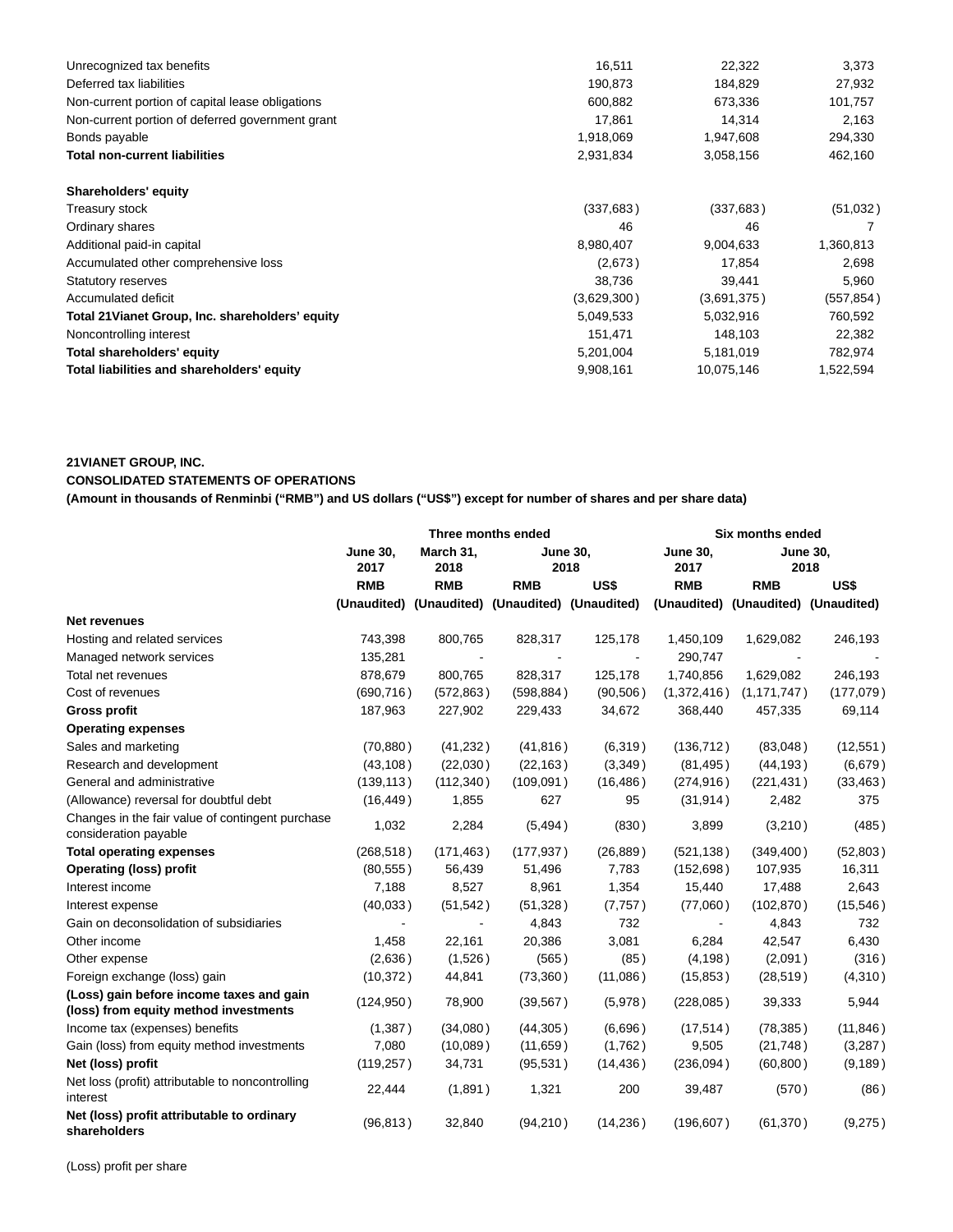| | | | |
|---|---|---|---|
| Unrecognized tax benefits | 16,511 | 22,322 | 3,373 |
| Deferred tax liabilities | 190,873 | 184,829 | 27,932 |
| Non-current portion of capital lease obligations | 600,882 | 673,336 | 101,757 |
| Non-current portion of deferred government grant | 17,861 | 14,314 | 2,163 |
| Bonds payable | 1,918,069 | 1,947,608 | 294,330 |
| **Total non-current liabilities** | 2,931,834 | 3,058,156 | 462,160 |
| | | | |
| **Shareholders' equity** | | | |
| Treasury stock | (337,683) | (337,683) | (51,032) |
| Ordinary shares | 46 | 46 | 7 |
| Additional paid-in capital | 8,980,407 | 9,004,633 | 1,360,813 |
| Accumulated other comprehensive loss | (2,673) | 17,854 | 2,698 |
| Statutory reserves | 38,736 | 39,441 | 5,960 |
| Accumulated deficit | (3,629,300) | (3,691,375) | (557,854) |
| **Total 21Vianet Group, Inc. shareholders' equity** | 5,049,533 | 5,032,916 | 760,592 |
| Noncontrolling interest | 151,471 | 148,103 | 22,382 |
| **Total shareholders' equity** | 5,201,004 | 5,181,019 | 782,974 |
| **Total liabilities and shareholders' equity** | 9,908,161 | 10,075,146 | 1,522,594 |

**21VIANET GROUP, INC.**

**CONSOLIDATED STATEMENTS OF OPERATIONS**

**(Amount in thousands of Renminbi (“RMB”) and US dollars (“US$”) except for number of shares and per share data)**

| | Three months ended | | | | Six months ended | | |
|---|---|---|---|---|---|---|---|
| | June 30, 2017 | March 31, 2018 | June 30, 2018 | | June 30, 2017 | June 30, 2018 | |
| | RMB | RMB | RMB | US$ | RMB | RMB | US$ |
| | (Unaudited) | (Unaudited) | (Unaudited) | (Unaudited) | (Unaudited) | (Unaudited) | (Unaudited) |
| **Net revenues** | | | | | | | |
| Hosting and related services | 743,398 | 800,765 | 828,317 | 125,178 | 1,450,109 | 1,629,082 | 246,193 |
| Managed network services | 135,281 | - | - | - | 290,747 | - | - |
| Total net revenues | 878,679 | 800,765 | 828,317 | 125,178 | 1,740,856 | 1,629,082 | 246,193 |
| Cost of revenues | (690,716) | (572,863) | (598,884) | (90,506) | (1,372,416) | (1,171,747) | (177,079) |
| **Gross profit** | 187,963 | 227,902 | 229,433 | 34,672 | 368,440 | 457,335 | 69,114 |
| **Operating expenses** | | | | | | | |
| Sales and marketing | (70,880) | (41,232) | (41,816) | (6,319) | (136,712) | (83,048) | (12,551) |
| Research and development | (43,108) | (22,030) | (22,163) | (3,349) | (81,495) | (44,193) | (6,679) |
| General and administrative | (139,113) | (112,340) | (109,091) | (16,486) | (274,916) | (221,431) | (33,463) |
| (Allowance) reversal for doubtful debt | (16,449) | 1,855 | 627 | 95 | (31,914) | 2,482 | 375 |
| Changes in the fair value of contingent purchase consideration payable | 1,032 | 2,284 | (5,494) | (830) | 3,899 | (3,210) | (485) |
| **Total operating expenses** | (268,518) | (171,463) | (177,937) | (26,889) | (521,138) | (349,400) | (52,803) |
| **Operating (loss) profit** | (80,555) | 56,439 | 51,496 | 7,783 | (152,698) | 107,935 | 16,311 |
| Interest income | 7,188 | 8,527 | 8,961 | 1,354 | 15,440 | 17,488 | 2,643 |
| Interest expense | (40,033) | (51,542) | (51,328) | (7,757) | (77,060) | (102,870) | (15,546) |
| Gain on deconsolidation of subsidiaries | - | - | 4,843 | 732 | - | 4,843 | 732 |
| Other income | 1,458 | 22,161 | 20,386 | 3,081 | 6,284 | 42,547 | 6,430 |
| Other expense | (2,636) | (1,526) | (565) | (85) | (4,198) | (2,091) | (316) |
| Foreign exchange (loss) gain | (10,372) | 44,841 | (73,360) | (11,086) | (15,853) | (28,519) | (4,310) |
| **(Loss) gain before income taxes and gain (loss) from equity method investments** | (124,950) | 78,900 | (39,567) | (5,978) | (228,085) | 39,333 | 5,944 |
| Income tax (expenses) benefits | (1,387) | (34,080) | (44,305) | (6,696) | (17,514) | (78,385) | (11,846) |
| Gain (loss) from equity method investments | 7,080 | (10,089) | (11,659) | (1,762) | 9,505 | (21,748) | (3,287) |
| **Net (loss) profit** | (119,257) | 34,731 | (95,531) | (14,436) | (236,094) | (60,800) | (9,189) |
| Net loss (profit) attributable to noncontrolling interest | 22,444 | (1,891) | 1,321 | 200 | 39,487 | (570) | (86) |
| **Net (loss) profit attributable to ordinary shareholders** | (96,813) | 32,840 | (94,210) | (14,236) | (196,607) | (61,370) | (9,275) |

(Loss) profit per share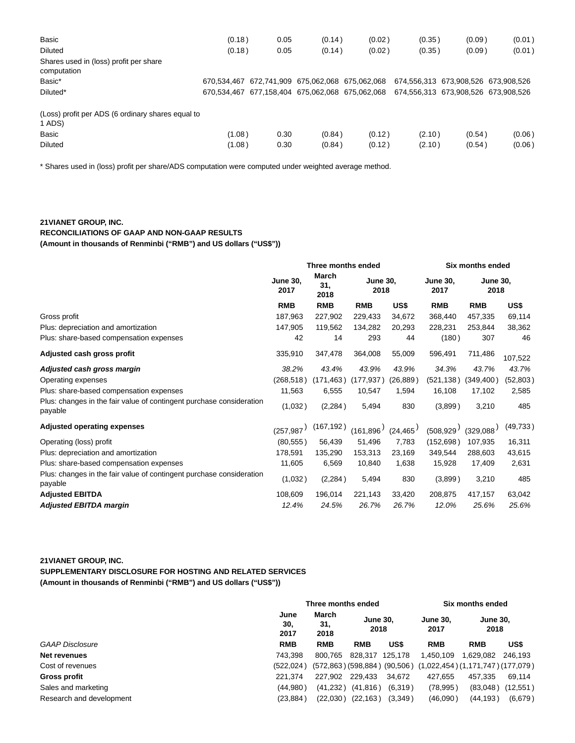| | | | | | | | |
|---|---|---|---|---|---|---|---|
| Basic | (0.18) | 0.05 | (0.14) | (0.02) | (0.35) | (0.09) | (0.01) |
| Diluted | (0.18) | 0.05 | (0.14) | (0.02) | (0.35) | (0.09) | (0.01) |
| Shares used in (loss) profit per share computation | | | | | | | |
| Basic* | 670,534,467 | 672,741,909 | 675,062,068 | 675,062,068 | 674,556,313 | 673,908,526 | 673,908,526 |
| Diluted* | 670,534,467 | 677,158,404 | 675,062,068 | 675,062,068 | 674,556,313 | 673,908,526 | 673,908,526 |
| (Loss) profit per ADS (6 ordinary shares equal to 1 ADS) | | | | | | | |
| Basic | (1.08) | 0.30 | (0.84) | (0.12) | (2.10) | (0.54) | (0.06) |
| Diluted | (1.08) | 0.30 | (0.84) | (0.12) | (2.10) | (0.54) | (0.06) |

* Shares used in (loss) profit per share/ADS computation were computed under weighted average method.

**21VIANET GROUP, INC.**
**RECONCILIATIONS OF GAAP AND NON-GAAP RESULTS**
**(Amount in thousands of Renminbi ("RMB") and US dollars ("US$"))**

| | Three months ended | | | | Six months ended | | |
|---|---|---|---|---|---|---|---|
| | June 30, 2017 | March 31, 2018 | June 30, 2018 | | June 30, 2017 | June 30, 2018 | |
| | RMB | RMB | RMB | US$ | RMB | RMB | US$ |
| Gross profit | 187,963 | 227,902 | 229,433 | 34,672 | 368,440 | 457,335 | 69,114 |
| Plus: depreciation and amortization | 147,905 | 119,562 | 134,282 | 20,293 | 228,231 | 253,844 | 38,362 |
| Plus: share-based compensation expenses | 42 | 14 | 293 | 44 | (180) | 307 | 46 |
| **Adjusted cash gross profit** | 335,910 | 347,478 | 364,008 | 55,009 | 596,491 | 711,486 | 107,522 |
| ***Adjusted cash gross margin*** | *38.2%* | *43.4%* | *43.9%* | *43.9%* | *34.3%* | *43.7%* | *43.7%* |
| Operating expenses | (268,518) | (171,463) | (177,937) | (26,889) | (521,138) | (349,400) | (52,803) |
| Plus: share-based compensation expenses | 11,563 | 6,555 | 10,547 | 1,594 | 16,108 | 17,102 | 2,585 |
| Plus: changes in the fair value of contingent purchase consideration payable | (1,032) | (2,284) | 5,494 | 830 | (3,899) | 3,210 | 485 |
| **Adjusted operating expenses** | (257,987) | (167,192) | (161,896) | (24,465) | (508,929) | (329,088) | (49,733) |
| Operating (loss) profit | (80,555) | 56,439 | 51,496 | 7,783 | (152,698) | 107,935 | 16,311 |
| Plus: depreciation and amortization | 178,591 | 135,290 | 153,313 | 23,169 | 349,544 | 288,603 | 43,615 |
| Plus: share-based compensation expenses | 11,605 | 6,569 | 10,840 | 1,638 | 15,928 | 17,409 | 2,631 |
| Plus: changes in the fair value of contingent purchase consideration payable | (1,032) | (2,284) | 5,494 | 830 | (3,899) | 3,210 | 485 |
| **Adjusted EBITDA** | 108,609 | 196,014 | 221,143 | 33,420 | 208,875 | 417,157 | 63,042 |
| ***Adjusted EBITDA margin*** | *12.4%* | *24.5%* | *26.7%* | *26.7%* | *12.0%* | *25.6%* | *25.6%* |

**21VIANET GROUP, INC.**
**SUPPLEMENTARY DISCLOSURE FOR HOSTING AND RELATED SERVICES**
**(Amount in thousands of Renminbi ("RMB") and US dollars ("US$"))**

| | Three months ended | | | | Six months ended | | |
|---|---|---|---|---|---|---|---|
| | June 30, 2017 | March 31, 2018 | June 30, 2018 | | June 30, 2017 | June 30, 2018 | |
| *GAAP Disclosure* | RMB | RMB | RMB | US$ | RMB | RMB | US$ |
| **Net revenues** | 743,398 | 800,765 | 828,317 | 125,178 | 1,450,109 | 1,629,082 | 246,193 |
| Cost of revenues | (522,024) | (572,863) | (598,884) | (90,506) | (1,022,454) | (1,171,747) | (177,079) |
| **Gross profit** | 221,374 | 227,902 | 229,433 | 34,672 | 427,655 | 457,335 | 69,114 |
| Sales and marketing | (44,980) | (41,232) | (41,816) | (6,319) | (78,995) | (83,048) | (12,551) |
| Research and development | (23,884) | (22,030) | (22,163) | (3,349) | (46,090) | (44,193) | (6,679) |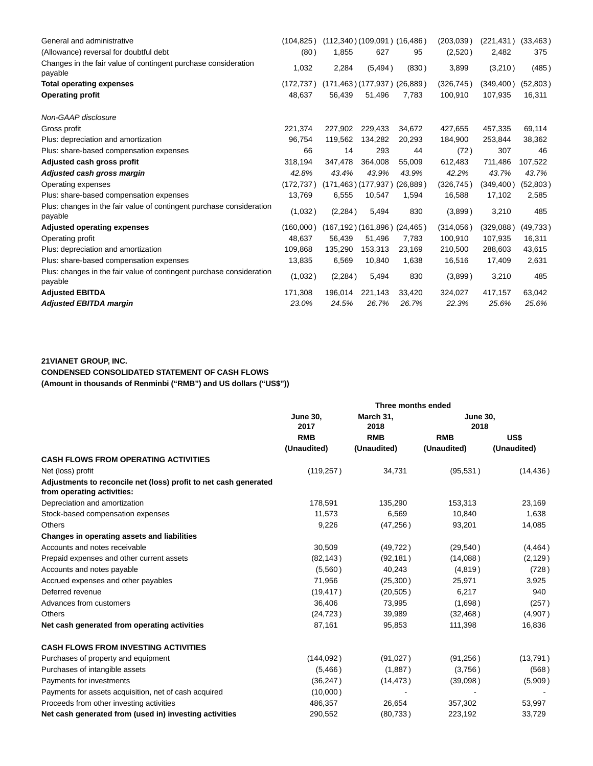| | | | | | | | |
|---|---|---|---|---|---|---|---|
| General and administrative | (104,825) | (112,340) | (109,091) | (16,486) | (203,039) | (221,431) | (33,463) |
| (Allowance) reversal for doubtful debt | (80) | 1,855 | 627 | 95 | (2,520) | 2,482 | 375 |
| Changes in the fair value of contingent purchase consideration payable | 1,032 | 2,284 | (5,494) | (830) | 3,899 | (3,210) | (485) |
| **Total operating expenses** | (172,737) | (171,463) | (177,937) | (26,889) | (326,745) | (349,400) | (52,803) |
| **Operating profit** | 48,637 | 56,439 | 51,496 | 7,783 | 100,910 | 107,935 | 16,311 |
| | | | | | | | |
| *Non-GAAP disclosure* | | | | | | | |
| Gross profit | 221,374 | 227,902 | 229,433 | 34,672 | 427,655 | 457,335 | 69,114 |
| Plus: depreciation and amortization | 96,754 | 119,562 | 134,282 | 20,293 | 184,900 | 253,844 | 38,362 |
| Plus: share-based compensation expenses | 66 | 14 | 293 | 44 | (72) | 307 | 46 |
| **Adjusted cash gross profit** | 318,194 | 347,478 | 364,008 | 55,009 | 612,483 | 711,486 | 107,522 |
| ***Adjusted cash gross margin*** | *42.8%* | *43.4%* | *43.9%* | *43.9%* | *42.2%* | *43.7%* | *43.7%* |
| Operating expenses | (172,737) | (171,463) | (177,937) | (26,889) | (326,745) | (349,400) | (52,803) |
| Plus: share-based compensation expenses | 13,769 | 6,555 | 10,547 | 1,594 | 16,588 | 17,102 | 2,585 |
| Plus: changes in the fair value of contingent purchase consideration payable | (1,032) | (2,284) | 5,494 | 830 | (3,899) | 3,210 | 485 |
| **Adjusted operating expenses** | (160,000) | (167,192) | (161,896) | (24,465) | (314,056) | (329,088) | (49,733) |
| Operating profit | 48,637 | 56,439 | 51,496 | 7,783 | 100,910 | 107,935 | 16,311 |
| Plus: depreciation and amortization | 109,868 | 135,290 | 153,313 | 23,169 | 210,500 | 288,603 | 43,615 |
| Plus: share-based compensation expenses | 13,835 | 6,569 | 10,840 | 1,638 | 16,516 | 17,409 | 2,631 |
| Plus: changes in the fair value of contingent purchase consideration payable | (1,032) | (2,284) | 5,494 | 830 | (3,899) | 3,210 | 485 |
| **Adjusted EBITDA** | 171,308 | 196,014 | 221,143 | 33,420 | 324,027 | 417,157 | 63,042 |
| ***Adjusted EBITDA margin*** | *23.0%* | *24.5%* | *26.7%* | *26.7%* | *22.3%* | *25.6%* | *25.6%* |

**21VIANET GROUP, INC.**
**CONDENSED CONSOLIDATED STATEMENT OF CASH FLOWS**
**(Amount in thousands of Renminbi ("RMB") and US dollars ("US$"))**

| | Three months ended | | | |
|---|---|---|---|---|
| | **June 30, 2017** | **March 31, 2018** | **June 30, 2018** | |
| | **RMB** | **RMB** | **RMB** | **US$** |
| | **(Unaudited)** | **(Unaudited)** | **(Unaudited)** | **(Unaudited)** |
| **CASH FLOWS FROM OPERATING ACTIVITIES** | | | | |
| Net (loss) profit | (119,257) | 34,731 | (95,531) | (14,436) |
| **Adjustments to reconcile net (loss) profit to net cash generated from operating activities:** | | | | |
| Depreciation and amortization | 178,591 | 135,290 | 153,313 | 23,169 |
| Stock-based compensation expenses | 11,573 | 6,569 | 10,840 | 1,638 |
| Others | 9,226 | (47,256) | 93,201 | 14,085 |
| **Changes in operating assets and liabilities** | | | | |
| Accounts and notes receivable | 30,509 | (49,722) | (29,540) | (4,464) |
| Prepaid expenses and other current assets | (82,143) | (92,181) | (14,088) | (2,129) |
| Accounts and notes payable | (5,560) | 40,243 | (4,819) | (728) |
| Accrued expenses and other payables | 71,956 | (25,300) | 25,971 | 3,925 |
| Deferred revenue | (19,417) | (20,505) | 6,217 | 940 |
| Advances from customers | 36,406 | 73,995 | (1,698) | (257) |
| Others | (24,723) | 39,989 | (32,468) | (4,907) |
| **Net cash generated from operating activities** | 87,161 | 95,853 | 111,398 | 16,836 |
| | | | | |
| **CASH FLOWS FROM INVESTING ACTIVITIES** | | | | |
| Purchases of property and equipment | (144,092) | (91,027) | (91,256) | (13,791) |
| Purchases of intangible assets | (5,466) | (1,887) | (3,756) | (568) |
| Payments for investments | (36,247) | (14,473) | (39,098) | (5,909) |
| Payments for assets acquisition, net of cash acquired | (10,000) | - | - | - |
| Proceeds from other investing activities | 486,357 | 26,654 | 357,302 | 53,997 |
| **Net cash generated from (used in) investing activities** | 290,552 | (80,733) | 223,192 | 33,729 |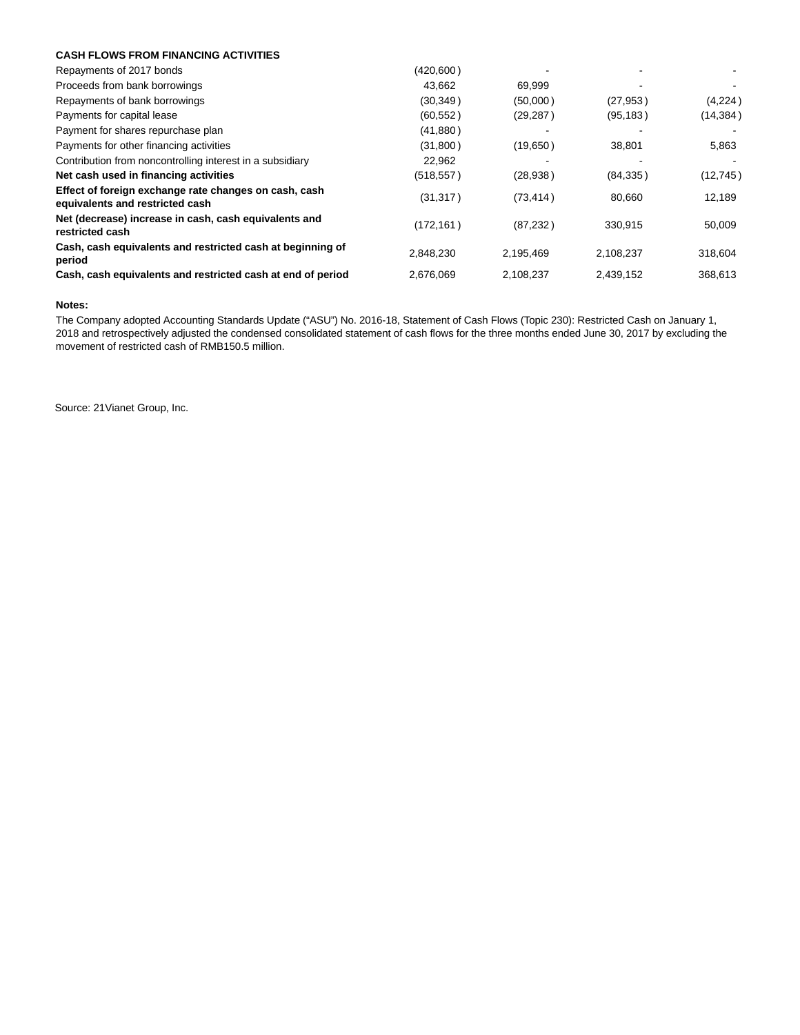| | | | | |
|---|---|---|---|---|
| **CASH FLOWS FROM FINANCING ACTIVITIES** | | | | |
| Repayments of 2017 bonds | (420,600) | - | - | - |
| Proceeds from bank borrowings | 43,662 | 69,999 | - | - |
| Repayments of bank borrowings | (30,349) | (50,000) | (27,953) | (4,224) |
| Payments for capital lease | (60,552) | (29,287) | (95,183) | (14,384) |
| Payment for shares repurchase plan | (41,880) | - | - | - |
| Payments for other financing activities | (31,800) | (19,650) | 38,801 | 5,863 |
| Contribution from noncontrolling interest in a subsidiary | 22,962 | - | - | - |
| **Net cash used in financing activities** | (518,557) | (28,938) | (84,335) | (12,745) |
| **Effect of foreign exchange rate changes on cash, cash equivalents and restricted cash** | (31,317) | (73,414) | 80,660 | 12,189 |
| **Net (decrease) increase in cash, cash equivalents and restricted cash** | (172,161) | (87,232) | 330,915 | 50,009 |
| **Cash, cash equivalents and restricted cash at beginning of period** | 2,848,230 | 2,195,469 | 2,108,237 | 318,604 |
| **Cash, cash equivalents and restricted cash at end of period** | 2,676,069 | 2,108,237 | 2,439,152 | 368,613 |

**Notes:**

The Company adopted Accounting Standards Update ("ASU") No. 2016-18, Statement of Cash Flows (Topic 230): Restricted Cash on January 1, 2018 and retrospectively adjusted the condensed consolidated statement of cash flows for the three months ended June 30, 2017 by excluding the movement of restricted cash of RMB150.5 million.

Source: 21Vianet Group, Inc.